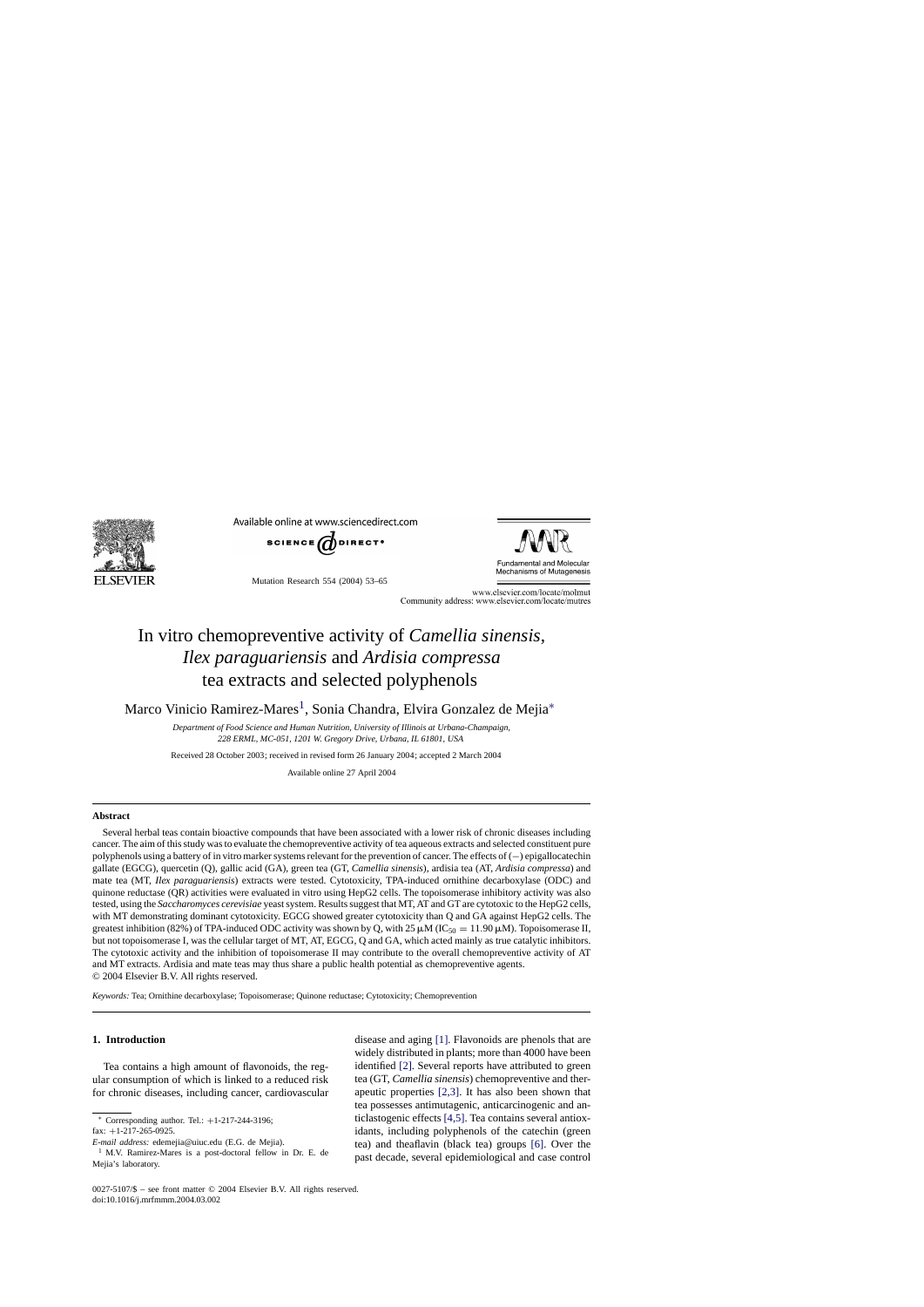# In vitro chemopreventive activity of *Camellia sinensis*, *Ilex paraguariensis* and *Ardisia compressa* tea extracts and selected polyphenols

Marco Vinicio Ramirez-Mares[1], Sonia Chandra, Elvira Gonzalez de Mejia*

*Department of Food Science and Human Nutrition, University of Illinois at Urbana-Champaign, 228 ERML, MC-051, 1201 W. Gregory Drive, Urbana, IL 61801, USA*

Received 28 October 2003; received in revised form 26 January 2004; accepted 2 March 2004

Available online 27 April 2004

## Abstract

Several herbal teas contain bioactive compounds that have been associated with a lower risk of chronic diseases including cancer. The aim of this study was to evaluate the chemopreventive activity of tea aqueous extracts and selected constituent pure polyphenols using a battery of in vitro marker systems relevant for the prevention of cancer. The effects of (−) epigallocatechin gallate (EGCG), quercetin (Q), gallic acid (GA), green tea (GT, *Camellia sinensis*), ardisia tea (AT, *Ardisia compressa*) and mate tea (MT, *Ilex paraguariensis*) extracts were tested. Cytotoxicity, TPA-induced ornithine decarboxylase (ODC) and quinone reductase (QR) activities were evaluated in vitro using HepG2 cells. The topoisomerase inhibitory activity was also tested, using the *Saccharomyces cerevisiae* yeast system. Results suggest that MT, AT and GT are cytotoxic to the HepG2 cells, with MT demonstrating dominant cytotoxicity. EGCG showed greater cytotoxicity than Q and GA against HepG2 cells. The greatest inhibition (82%) of TPA-induced ODC activity was shown by Q, with 25 μM ($IC_{50} = 11.90$ μM). Topoisomerase II, but not topoisomerase I, was the cellular target of MT, AT, EGCG, Q and GA, which acted mainly as true catalytic inhibitors. The cytotoxic activity and the inhibition of topoisomerase II may contribute to the overall chemopreventive activity of AT and MT extracts. Ardisia and mate teas may thus share a public health potential as chemopreventive agents.

© 2004 Elsevier B.V. All rights reserved.

*Keywords:* Tea; Ornithine decarboxylase; Topoisomerase; Quinone reductase; Cytotoxicity; Chemoprevention

## 1. Introduction

Tea contains a high amount of flavonoids, the regular consumption of which is linked to a reduced risk for chronic diseases, including cancer, cardiovascular disease and aging [1]. Flavonoids are phenols that are widely distributed in plants; more than 4000 have been identified [2]. Several reports have attributed to green tea (GT, *Camellia sinensis*) chemopreventive and therapeutic properties [2,3]. It has also been shown that tea possesses antimutagenic, anticarcinogenic and anticlastogenic effects [4,5]. Tea contains several antioxidants, including polyphenols of the catechin (green tea) and theaflavin (black tea) groups [6]. Over the past decade, several epidemiological and case control

---

* Corresponding author. Tel.: +1-217-244-3196; fax: +1-217-265-0925.

*E-mail address:* edemejia@uiuc.edu (E.G. de Mejia).

[1] M.V. Ramirez-Mares is a post-doctoral fellow in Dr. E. de Mejia's laboratory.

0027-5107/$ – see front matter © 2004 Elsevier B.V. All rights reserved.
doi:10.1016/j.mrfmmm.2004.03.002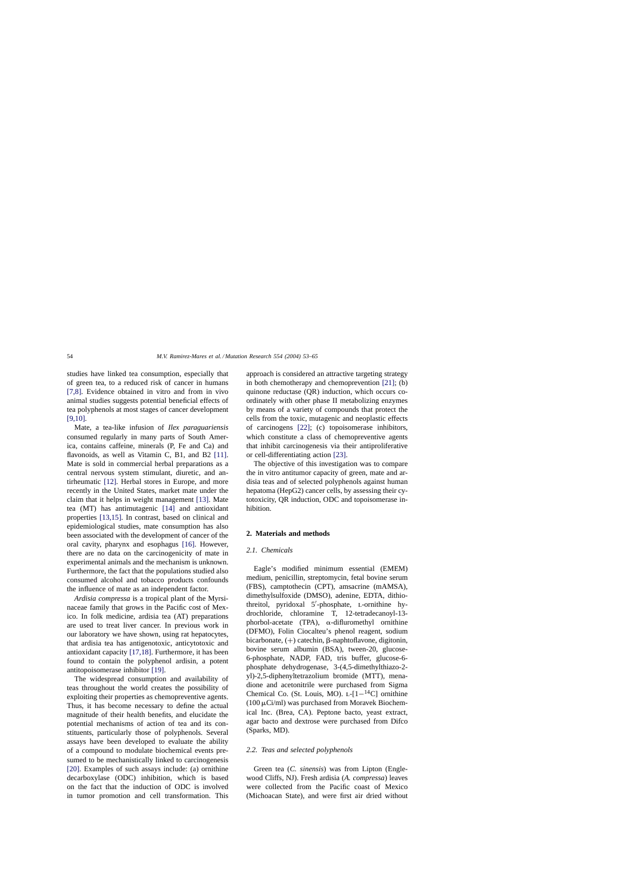studies have linked tea consumption, especially that of green tea, to a reduced risk of cancer in humans [7,8]. Evidence obtained in vitro and from in vivo animal studies suggests potential beneficial effects of tea polyphenols at most stages of cancer development [9,10].

Mate, a tea-like infusion of *Ilex paraguariensis* consumed regularly in many parts of South America, contains caffeine, minerals (P, Fe and Ca) and flavonoids, as well as Vitamin C, B1, and B2 [11]. Mate is sold in commercial herbal preparations as a central nervous system stimulant, diuretic, and antirheumatic [12]. Herbal stores in Europe, and more recently in the United States, market mate under the claim that it helps in weight management [13]. Mate tea (MT) has antimutagenic [14] and antioxidant properties [13,15]. In contrast, based on clinical and epidemiological studies, mate consumption has also been associated with the development of cancer of the oral cavity, pharynx and esophagus [16]. However, there are no data on the carcinogenicity of mate in experimental animals and the mechanism is unknown. Furthermore, the fact that the populations studied also consumed alcohol and tobacco products confounds the influence of mate as an independent factor.

*Ardisia compressa* is a tropical plant of the Myrsinaceae family that grows in the Pacific cost of Mexico. In folk medicine, ardisia tea (AT) preparations are used to treat liver cancer. In previous work in our laboratory we have shown, using rat hepatocytes, that ardisia tea has antigenotoxic, anticytotoxic and antioxidant capacity [17,18]. Furthermore, it has been found to contain the polyphenol ardisin, a potent antitopoisomerase inhibitor [19].

The widespread consumption and availability of teas throughout the world creates the possibility of exploiting their properties as chemopreventive agents. Thus, it has become necessary to define the actual magnitude of their health benefits, and elucidate the potential mechanisms of action of tea and its constituents, particularly those of polyphenols. Several assays have been developed to evaluate the ability of a compound to modulate biochemical events presumed to be mechanistically linked to carcinogenesis [20]. Examples of such assays include: (a) ornithine decarboxylase (ODC) inhibition, which is based on the fact that the induction of ODC is involved in tumor promotion and cell transformation. This approach is considered an attractive targeting strategy in both chemotherapy and chemoprevention [21]; (b) quinone reductase (QR) induction, which occurs coordinately with other phase II metabolizing enzymes by means of a variety of compounds that protect the cells from the toxic, mutagenic and neoplastic effects of carcinogens [22]; (c) topoisomerase inhibitors, which constitute a class of chemopreventive agents that inhibit carcinogenesis via their antiproliferative or cell-differentiating action [23].

The objective of this investigation was to compare the in vitro antitumor capacity of green, mate and ardisia teas and of selected polyphenols against human hepatoma (HepG2) cancer cells, by assessing their cytotoxicity, QR induction, ODC and topoisomerase inhibition.

## 2. Materials and methods

### 2.1. Chemicals

Eagle's modified minimum essential (EMEM) medium, penicillin, streptomycin, fetal bovine serum (FBS), camptothecin (CPT), amsacrine (mAMSA), dimethylsulfoxide (DMSO), adenine, EDTA, dithiothreitol, pyridoxal 5′-phosphate, L-ornithine hydrochloride, chloramine T, 12-tetradecanoyl-13-phorbol-acetate (TPA), α-difluromethyl ornithine (DFMO), Folin Ciocalteu's phenol reagent, sodium bicarbonate, (+) catechin, β-naphtoflavone, digitonin, bovine serum albumin (BSA), tween-20, glucose-6-phosphate, NADP, FAD, tris buffer, glucose-6-phosphate dehydrogenase, 3-(4,5-dimethylthiazo-2-yl)-2,5-diphenyltetrazolium bromide (MTT), menadione and acetonitrile were purchased from Sigma Chemical Co. (St. Louis, MO). L-[1−$^{14}$C] ornithine (100 μCi/ml) was purchased from Moravek Biochemical Inc. (Brea, CA). Peptone bacto, yeast extract, agar bacto and dextrose were purchased from Difco (Sparks, MD).

### 2.2. Teas and selected polyphenols

Green tea (*C. sinensis*) was from Lipton (Englewood Cliffs, NJ). Fresh ardisia (*A. compressa*) leaves were collected from the Pacific coast of Mexico (Michoacan State), and were first air dried without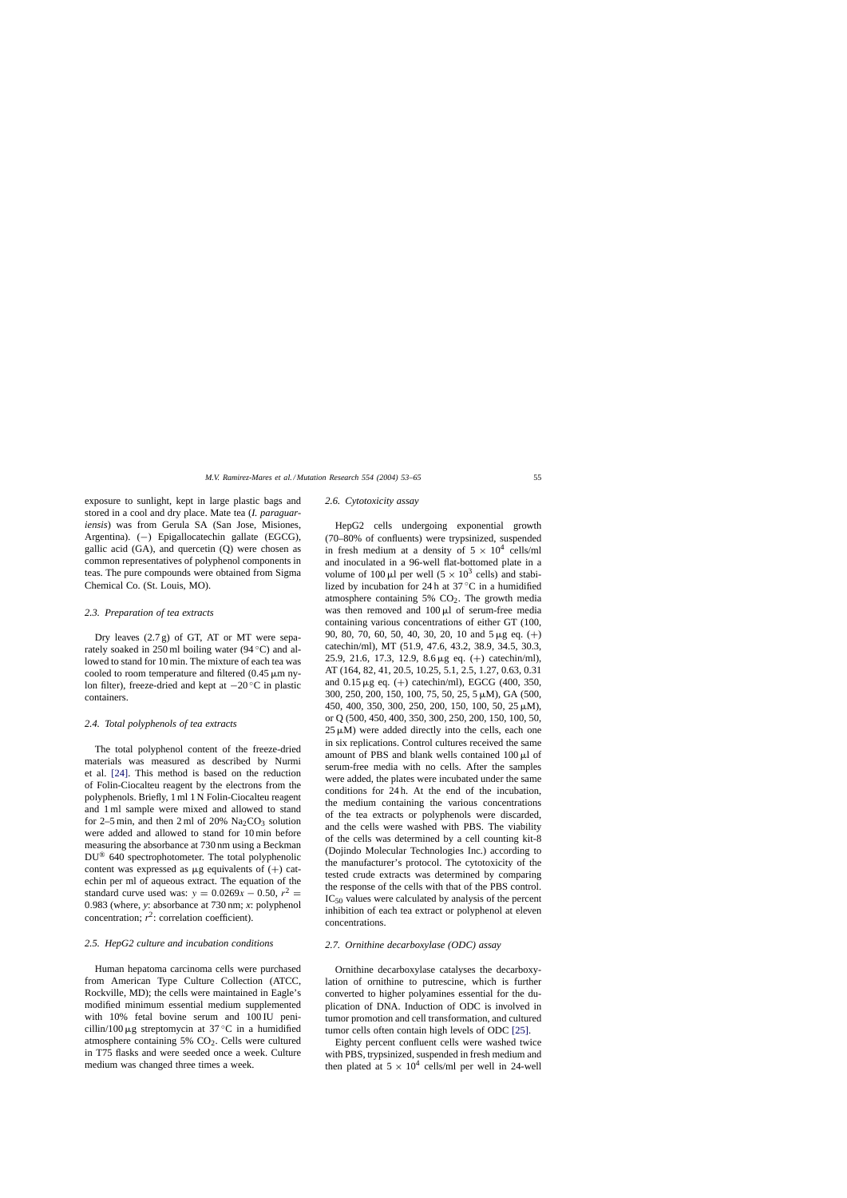exposure to sunlight, kept in large plastic bags and stored in a cool and dry place. Mate tea (*I. paraguariensis*) was from Gerula SA (San Jose, Misiones, Argentina). (−) Epigallocatechin gallate (EGCG), gallic acid (GA), and quercetin (Q) were chosen as common representatives of polyphenol components in teas. The pure compounds were obtained from Sigma Chemical Co. (St. Louis, MO).

### *2.3. Preparation of tea extracts*

Dry leaves (2.7 g) of GT, AT or MT were separately soaked in 250 ml boiling water (94 °C) and allowed to stand for 10 min. The mixture of each tea was cooled to room temperature and filtered (0.45 μm nylon filter), freeze-dried and kept at −20 °C in plastic containers.

### *2.4. Total polyphenols of tea extracts*

The total polyphenol content of the freeze-dried materials was measured as described by Nurmi et al. [24]. This method is based on the reduction of Folin-Ciocalteu reagent by the electrons from the polyphenols. Briefly, 1 ml 1 N Folin-Ciocalteu reagent and 1 ml sample were mixed and allowed to stand for 2–5 min, and then 2 ml of 20% $Na_2CO_3$ solution were added and allowed to stand for 10 min before measuring the absorbance at 730 nm using a Beckman DU® 640 spectrophotometer. The total polyphenolic content was expressed as μg equivalents of (+) catechin per ml of aqueous extract. The equation of the standard curve used was: $y = 0.0269x - 0.50$, $r^2 = 0.983$ (where, *y*: absorbance at 730 nm; *x*: polyphenol concentration; $r^2$: correlation coefficient).

### *2.5. HepG2 culture and incubation conditions*

Human hepatoma carcinoma cells were purchased from American Type Culture Collection (ATCC, Rockville, MD); the cells were maintained in Eagle's modified minimum essential medium supplemented with 10% fetal bovine serum and 100 IU penicillin/100 μg streptomycin at 37 °C in a humidified atmosphere containing 5% $CO_2$. Cells were cultured in T75 flasks and were seeded once a week. Culture medium was changed three times a week.

### *2.6. Cytotoxicity assay*

HepG2 cells undergoing exponential growth (70–80% of confluents) were trypsinized, suspended in fresh medium at a density of $5 \times 10^4$ cells/ml and inoculated in a 96-well flat-bottomed plate in a volume of 100 μl per well ($5 \times 10^3$ cells) and stabilized by incubation for 24 h at 37 °C in a humidified atmosphere containing 5% $CO_2$. The growth media was then removed and 100 μl of serum-free media containing various concentrations of either GT (100, 90, 80, 70, 60, 50, 40, 30, 20, 10 and 5 μg eq. (+) catechin/ml), MT (51.9, 47.6, 43.2, 38.9, 34.5, 30.3, 25.9, 21.6, 17.3, 12.9, 8.6 μg eq. (+) catechin/ml), AT (164, 82, 41, 20.5, 10.25, 5.1, 2.5, 1.27, 0.63, 0.31 and 0.15 μg eq. (+) catechin/ml), EGCG (400, 350, 300, 250, 200, 150, 100, 75, 50, 25, 5 μM), GA (500, 450, 400, 350, 300, 250, 200, 150, 100, 50, 25 μM), or Q (500, 450, 400, 350, 300, 250, 200, 150, 100, 50, 25 μM) were added directly into the cells, each one in six replications. Control cultures received the same amount of PBS and blank wells contained 100 μl of serum-free media with no cells. After the samples were added, the plates were incubated under the same conditions for 24 h. At the end of the incubation, the medium containing the various concentrations of the tea extracts or polyphenols were discarded, and the cells were washed with PBS. The viability of the cells was determined by a cell counting kit-8 (Dojindo Molecular Technologies Inc.) according to the manufacturer's protocol. The cytotoxicity of the tested crude extracts was determined by comparing the response of the cells with that of the PBS control. $IC_{50}$ values were calculated by analysis of the percent inhibition of each tea extract or polyphenol at eleven concentrations.

### *2.7. Ornithine decarboxylase (ODC) assay*

Ornithine decarboxylase catalyses the decarboxylation of ornithine to putrescine, which is further converted to higher polyamines essential for the duplication of DNA. Induction of ODC is involved in tumor promotion and cell transformation, and cultured tumor cells often contain high levels of ODC [25].

Eighty percent confluent cells were washed twice with PBS, trypsinized, suspended in fresh medium and then plated at $5 \times 10^4$ cells/ml per well in 24-well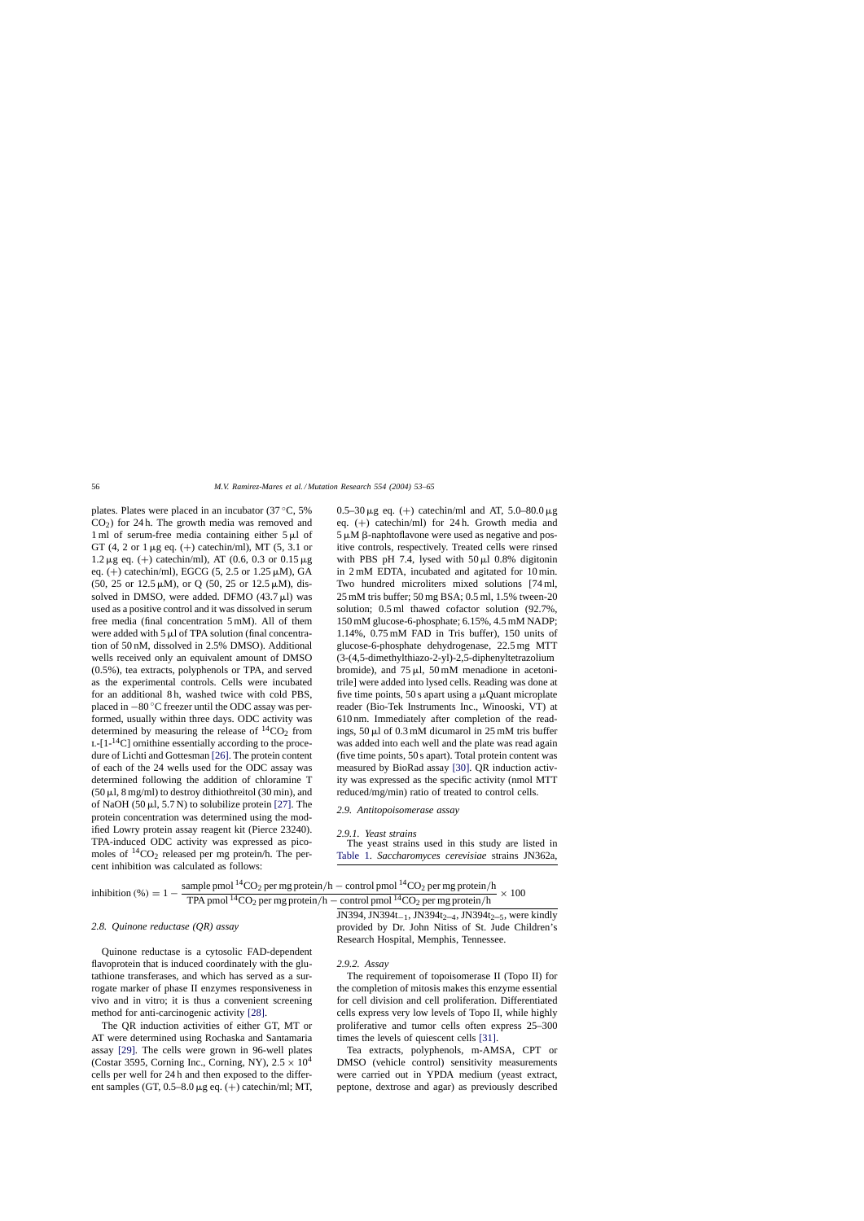plates. Plates were placed in an incubator (37 °C, 5% $CO_2$) for 24 h. The growth media was removed and 1 ml of serum-free media containing either 5 μl of GT (4, 2 or 1 μg eq. (+) catechin/ml), MT (5, 3.1 or 1.2 μg eq. (+) catechin/ml), AT (0.6, 0.3 or 0.15 μg eq. (+) catechin/ml), EGCG (5, 2.5 or 1.25 μM), GA (50, 25 or 12.5 μM), or Q (50, 25 or 12.5 μM), dissolved in DMSO, were added. DFMO (43.7 μl) was used as a positive control and it was dissolved in serum free media (final concentration 5 mM). All of them were added with 5 μl of TPA solution (final concentration of 50 nM, dissolved in 2.5% DMSO). Additional wells received only an equivalent amount of DMSO (0.5%), tea extracts, polyphenols or TPA, and served as the experimental controls. Cells were incubated for an additional 8 h, washed twice with cold PBS, placed in −80 °C freezer until the ODC assay was performed, usually within three days. ODC activity was determined by measuring the release of $^{14}CO_2$ from L-[1-$^{14}$C] ornithine essentially according to the procedure of Lichti and Gottesman [26]. The protein content of each of the 24 wells used for the ODC assay was determined following the addition of chloramine T (50 μl, 8 mg/ml) to destroy dithiothreitol (30 min), and of NaOH (50 μl, 5.7 N) to solubilize protein [27]. The protein concentration was determined using the modified Lowry protein assay reagent kit (Pierce 23240). TPA-induced ODC activity was expressed as picomoles of $^{14}CO_2$ released per mg protein/h. The percent inhibition was calculated as follows:

$$\text{inhibition (\%)} = 1 - \frac{\text{sample pmol } ^{14}CO_2 \text{ per mg protein/h} - \text{control pmol } ^{14}CO_2 \text{ per mg protein/h}}{\text{TPA pmol } ^{14}CO_2 \text{ per mg protein/h} - \text{control pmol } ^{14}CO_2 \text{ per mg protein/h}} \times 100$$

### 2.8. Quinone reductase (QR) assay

Quinone reductase is a cytosolic FAD-dependent flavoprotein that is induced coordinately with the glutathione transferases, and which has served as a surrogate marker of phase II enzymes responsiveness in vivo and in vitro; it is thus a convenient screening method for anti-carcinogenic activity [28].

The QR induction activities of either GT, MT or AT were determined using Rochaska and Santamaria assay [29]. The cells were grown in 96-well plates (Costar 3595, Corning Inc., Corning, NY), $2.5 \times 10^4$ cells per well for 24 h and then exposed to the different samples (GT, 0.5–8.0 μg eq. (+) catechin/ml; MT, 0.5–30 μg eq. (+) catechin/ml and AT, 5.0–80.0 μg eq. (+) catechin/ml) for 24 h. Growth media and 5 μM β-naphtoflavone were used as negative and positive controls, respectively. Treated cells were rinsed with PBS pH 7.4, lysed with 50 μl 0.8% digitonin in 2 mM EDTA, incubated and agitated for 10 min. Two hundred microliters mixed solutions [74 ml, 25 mM tris buffer; 50 mg BSA; 0.5 ml, 1.5% tween-20 solution; 0.5 ml thawed cofactor solution (92.7%, 150 mM glucose-6-phosphate; 6.15%, 4.5 mM NADP; 1.14%, 0.75 mM FAD in Tris buffer), 150 units of glucose-6-phosphate dehydrogenase, 22.5 mg MTT (3-(4,5-dimethylthiazo-2-yl)-2,5-diphenyltetrazolium bromide), and 75 μl, 50 mM menadione in acetonitrile] were added into lysed cells. Reading was done at five time points, 50 s apart using a μQuant microplate reader (Bio-Tek Instruments Inc., Winooski, VT) at 610 nm. Immediately after completion of the readings, 50 μl of 0.3 mM dicumarol in 25 mM tris buffer was added into each well and the plate was read again (five time points, 50 s apart). Total protein content was measured by BioRad assay [30]. QR induction activity was expressed as the specific activity (nmol MTT reduced/mg/min) ratio of treated to control cells.

### 2.9. Antitopoisomerase assay

#### 2.9.1. Yeast strains

The yeast strains used in this study are listed in Table 1. *Saccharomyces cerevisiae* strains JN362a, JN394, JN394$t_{-1}$, JN394$t_{2-4}$, JN394$t_{2-5}$, were kindly provided by Dr. John Nitiss of St. Jude Children's Research Hospital, Memphis, Tennessee.

#### 2.9.2. Assay

The requirement of topoisomerase II (Topo II) for the completion of mitosis makes this enzyme essential for cell division and cell proliferation. Differentiated cells express very low levels of Topo II, while highly proliferative and tumor cells often express 25–300 times the levels of quiescent cells [31].

Tea extracts, polyphenols, m-AMSA, CPT or DMSO (vehicle control) sensitivity measurements were carried out in YPDA medium (yeast extract, peptone, dextrose and agar) as previously described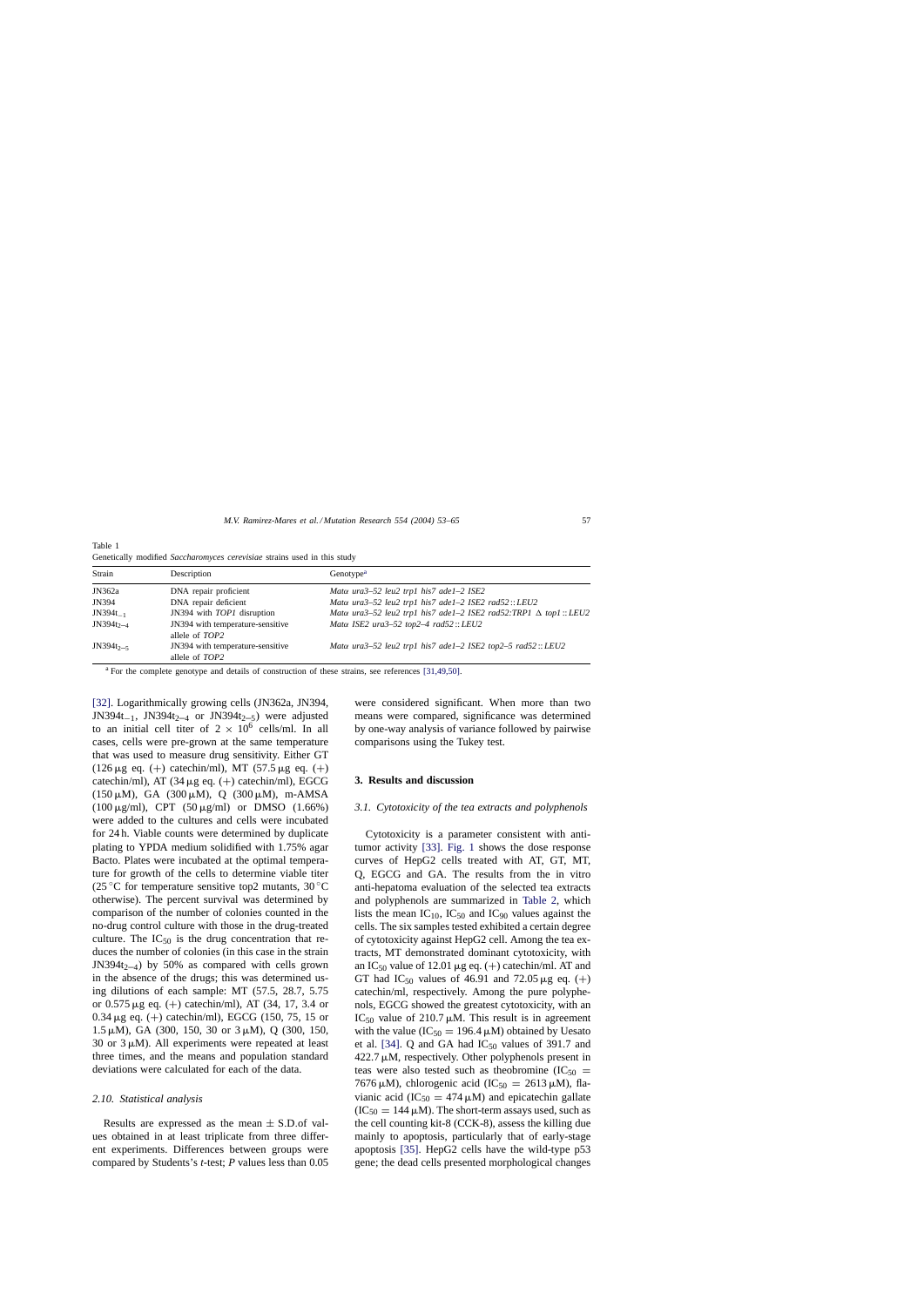Table 1
Genetically modified *Saccharomyces cerevisiae* strains used in this study

| Strain | Description | Genotype[a] |
| --- | --- | --- |
| JN362a | DNA repair proficient | *Matα ura3–52 leu2 trp1 his7 ade1–2 ISE2* |
| JN394 | DNA repair deficient | *Matα ura3–52 leu2 trp1 his7 ade1–2 ISE2 rad52::LEU2* |
| $JN394t_{-1}$ | JN394 with *TOP1* disruption | *Matα ura3–52 leu2 trp1 his7 ade1–2 ISE2 rad52:TRP1 Δ top1::LEU2* |
| $JN394t_{2-4}$ | JN394 with temperature-sensitive allele of *TOP2* | *Matα ISE2 ura3–52 top2–4 rad52::LEU2* |
| $JN394t_{2-5}$ | JN394 with temperature-sensitive allele of *TOP2* | *Matα ura3–52 leu2 trp1 his7 ade1–2 ISE2 top2–5 rad52::LEU2* |

[a] For the complete genotype and details of construction of these strains, see references [31,49,50].

[32]. Logarithmically growing cells (JN362a, JN394, $JN394t_{-1}$, $JN394t_{2-4}$ or $JN394t_{2-5}$) were adjusted to an initial cell titer of $2 \times 10^6$ cells/ml. In all cases, cells were pre-grown at the same temperature that was used to measure drug sensitivity. Either GT (126 μg eq. (+) catechin/ml), MT (57.5 μg eq. (+) catechin/ml), AT (34 μg eq. (+) catechin/ml), EGCG (150 μM), GA (300 μM), Q (300 μM), m-AMSA (100 μg/ml), CPT (50 μg/ml) or DMSO (1.66%) were added to the cultures and cells were incubated for 24 h. Viable counts were determined by duplicate plating to YPDA medium solidified with 1.75% agar Bacto. Plates were incubated at the optimal temperature for growth of the cells to determine viable titer (25 °C for temperature sensitive top2 mutants, 30 °C otherwise). The percent survival was determined by comparison of the number of colonies counted in the no-drug control culture with those in the drug-treated culture. The $IC_{50}$ is the drug concentration that reduces the number of colonies (in this case in the strain $JN394t_{2-4}$) by 50% as compared with cells grown in the absence of the drugs; this was determined using dilutions of each sample: MT (57.5, 28.7, 5.75 or 0.575 μg eq. (+) catechin/ml), AT (34, 17, 3.4 or 0.34 μg eq. (+) catechin/ml), EGCG (150, 75, 15 or 1.5 μM), GA (300, 150, 30 or 3 μM), Q (300, 150, 30 or 3 μM). All experiments were repeated at least three times, and the means and population standard deviations were calculated for each of the data.

### 2.10. Statistical analysis

Results are expressed as the mean ± S.D.of values obtained in at least triplicate from three different experiments. Differences between groups were compared by Students's *t*-test; *P* values less than 0.05 were considered significant. When more than two means were compared, significance was determined by one-way analysis of variance followed by pairwise comparisons using the Tukey test.

## 3. Results and discussion

### 3.1. Cytotoxicity of the tea extracts and polyphenols

Cytotoxicity is a parameter consistent with antitumor activity [33]. Fig. 1 shows the dose response curves of HepG2 cells treated with AT, GT, MT, Q, EGCG and GA. The results from the in vitro anti-hepatoma evaluation of the selected tea extracts and polyphenols are summarized in Table 2, which lists the mean $IC_{10}$, $IC_{50}$ and $IC_{90}$ values against the cells. The six samples tested exhibited a certain degree of cytotoxicity against HepG2 cell. Among the tea extracts, MT demonstrated dominant cytotoxicity, with an $IC_{50}$ value of 12.01 μg eq. (+) catechin/ml. AT and GT had $IC_{50}$ values of 46.91 and 72.05 μg eq. (+) catechin/ml, respectively. Among the pure polyphenols, EGCG showed the greatest cytotoxicity, with an $IC_{50}$ value of 210.7 μM. This result is in agreement with the value ($IC_{50}$ = 196.4 μM) obtained by Uesato et al. [34]. Q and GA had $IC_{50}$ values of 391.7 and 422.7 μM, respectively. Other polyphenols present in teas were also tested such as theobromine ($IC_{50}$ = 7676 μM), chlorogenic acid ($IC_{50}$ = 2613 μM), flavianic acid ($IC_{50}$ = 474 μM) and epicatechin gallate ($IC_{50}$ = 144 μM). The short-term assays used, such as the cell counting kit-8 (CCK-8), assess the killing due mainly to apoptosis, particularly that of early-stage apoptosis [35]. HepG2 cells have the wild-type p53 gene; the dead cells presented morphological changes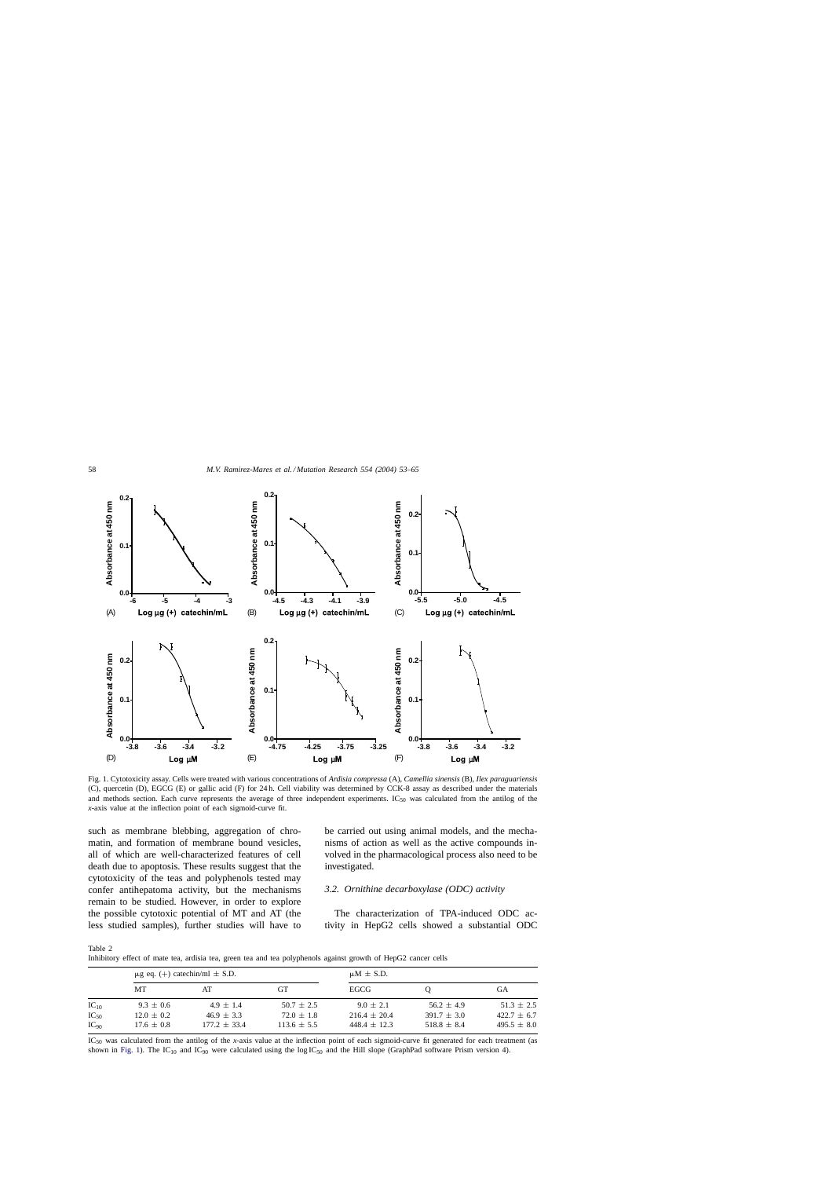Fig. 1. Cytotoxicity assay. Cells were treated with various concentrations of *Ardisia compressa* (A), *Camellia sinensis* (B), *Ilex paraguariensis* (C), quercetin (D), EGCG (E) or gallic acid (F) for 24 h. Cell viability was determined by CCK-8 assay as described under the materials and methods section. Each curve represents the average of three independent experiments. $IC_{50}$ was calculated from the antilog of the *x*-axis value at the inflection point of each sigmoid-curve fit.

such as membrane blebbing, aggregation of chromatin, and formation of membrane bound vesicles, all of which are well-characterized features of cell death due to apoptosis. These results suggest that the cytotoxicity of the teas and polyphenols tested may confer antihepatoma activity, but the mechanisms remain to be studied. However, in order to explore the possible cytotoxic potential of MT and AT (the less studied samples), further studies will have to be carried out using animal models, and the mechanisms of action as well as the active compounds involved in the pharmacological process also need to be investigated.

### 3.2. Ornithine decarboxylase (ODC) activity

The characterization of TPA-induced ODC activity in HepG2 cells showed a substantial ODC

Table 2

Inhibitory effect of mate tea, ardisia tea, green tea and tea polyphenols against growth of HepG2 cancer cells

| | μg eq. (+) catechin/ml ± S.D. | | | μM ± S.D. | | |
|---|---|---|---|---|---|---|
| | MT | AT | GT | EGCG | Q | GA |
| $IC_{10}$ | 9.3 ± 0.6 | 4.9 ± 1.4 | 50.7 ± 2.5 | 9.0 ± 2.1 | 56.2 ± 4.9 | 51.3 ± 2.5 |
| $IC_{50}$ | 12.0 ± 0.2 | 46.9 ± 3.3 | 72.0 ± 1.8 | 216.4 ± 20.4 | 391.7 ± 3.0 | 422.7 ± 6.7 |
| $IC_{90}$ | 17.6 ± 0.8 | 177.2 ± 33.4 | 113.6 ± 5.5 | 448.4 ± 12.3 | 518.8 ± 8.4 | 495.5 ± 8.0 |

$IC_{50}$ was calculated from the antilog of the *x*-axis value at the inflection point of each sigmoid-curve fit generated for each treatment (as shown in Fig. 1). The $IC_{10}$ and $IC_{90}$ were calculated using the $\log IC_{50}$ and the Hill slope (GraphPad software Prism version 4).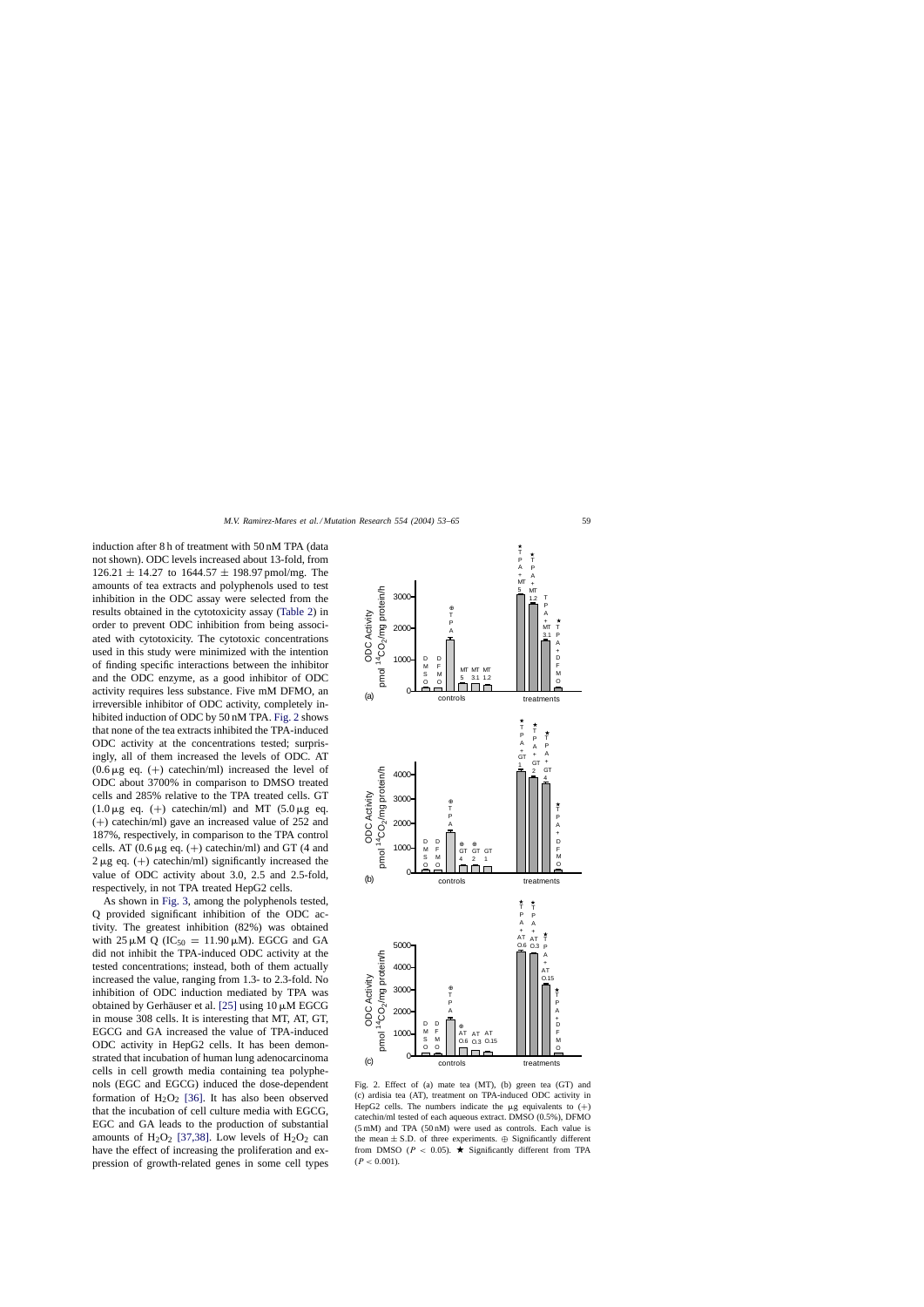induction after 8 h of treatment with 50 nM TPA (data not shown). ODC levels increased about 13-fold, from $126.21 \pm 14.27$ to $1644.57 \pm 198.97$ pmol/mg. The amounts of tea extracts and polyphenols used to test inhibition in the ODC assay were selected from the results obtained in the cytotoxicity assay (Table 2) in order to prevent ODC inhibition from being associated with cytotoxicity. The cytotoxic concentrations used in this study were minimized with the intention of finding specific interactions between the inhibitor and the ODC enzyme, as a good inhibitor of ODC activity requires less substance. Five mM DFMO, an irreversible inhibitor of ODC activity, completely inhibited induction of ODC by 50 nM TPA. Fig. 2 shows that none of the tea extracts inhibited the TPA-induced ODC activity at the concentrations tested; surprisingly, all of them increased the levels of ODC. AT (0.6 μg eq. (+) catechin/ml) increased the level of ODC about 3700% in comparison to DMSO treated cells and 285% relative to the TPA treated cells. GT (1.0 μg eq. (+) catechin/ml) and MT (5.0 μg eq. (+) catechin/ml) gave an increased value of 252 and 187%, respectively, in comparison to the TPA control cells. AT (0.6 μg eq. (+) catechin/ml) and GT (4 and 2 μg eq. (+) catechin/ml) significantly increased the value of ODC activity about 3.0, 2.5 and 2.5-fold, respectively, in not TPA treated HepG2 cells.

As shown in Fig. 3, among the polyphenols tested, Q provided significant inhibition of the ODC activity. The greatest inhibition (82%) was obtained with 25 μM Q ($IC_{50} = 11.90$ μM). EGCG and GA did not inhibit the TPA-induced ODC activity at the tested concentrations; instead, both of them actually increased the value, ranging from 1.3- to 2.3-fold. No inhibition of ODC induction mediated by TPA was obtained by Gerhäuser et al. [25] using 10 μM EGCG in mouse 308 cells. It is interesting that MT, AT, GT, EGCG and GA increased the value of TPA-induced ODC activity in HepG2 cells. It has been demonstrated that incubation of human lung adenocarcinoma cells in cell growth media containing tea polyphenols (EGC and EGCG) induced the dose-dependent formation of $H_2O_2$ [36]. It has also been observed that the incubation of cell culture media with EGCG, EGC and GA leads to the production of substantial amounts of $H_2O_2$ [37,38]. Low levels of $H_2O_2$ can have the effect of increasing the proliferation and expression of growth-related genes in some cell types

Fig. 2. Effect of (a) mate tea (MT), (b) green tea (GT) and (c) ardisia tea (AT), treatment on TPA-induced ODC activity in HepG2 cells. The numbers indicate the μg equivalents to (+) catechin/ml tested of each aqueous extract. DMSO (0.5%), DFMO (5 mM) and TPA (50 nM) were used as controls. Each value is the mean ± S.D. of three experiments. ⊕ Significantly different from DMSO ($P < 0.05$). ★ Significantly different from TPA ($P < 0.001$).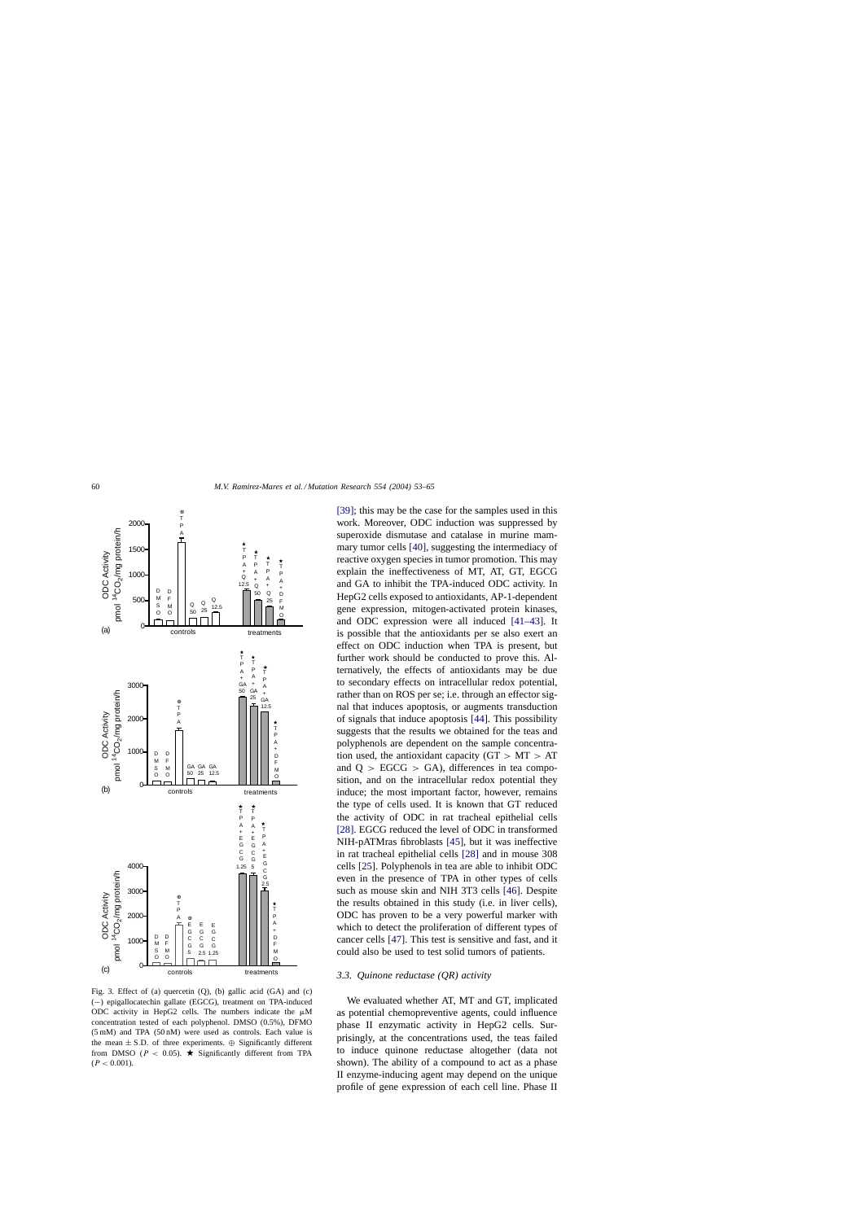Fig. 3. Effect of (a) quercetin (Q), (b) gallic acid (GA) and (c) (−) epigallocatechin gallate (EGCG), treatment on TPA-induced ODC activity in HepG2 cells. The numbers indicate the μM concentration tested of each polyphenol. DMSO (0.5%), DFMO (5 mM) and TPA (50 nM) were used as controls. Each value is the mean ± S.D. of three experiments. ⊕ Significantly different from DMSO ($P < 0.05$). ★ Significantly different from TPA ($P < 0.001$).

[39]; this may be the case for the samples used in this work. Moreover, ODC induction was suppressed by superoxide dismutase and catalase in murine mammary tumor cells [40], suggesting the intermediacy of reactive oxygen species in tumor promotion. This may explain the ineffectiveness of MT, AT, GT, EGCG and GA to inhibit the TPA-induced ODC activity. In HepG2 cells exposed to antioxidants, AP-1-dependent gene expression, mitogen-activated protein kinases, and ODC expression were all induced [41–43]. It is possible that the antioxidants per se also exert an effect on ODC induction when TPA is present, but further work should be conducted to prove this. Alternatively, the effects of antioxidants may be due to secondary effects on intracellular redox potential, rather than on ROS per se; i.e. through an effector signal that induces apoptosis, or augments transduction of signals that induce apoptosis [44]. This possibility suggests that the results we obtained for the teas and polyphenols are dependent on the sample concentration used, the antioxidant capacity (GT > MT > AT and Q > EGCG > GA), differences in tea composition, and on the intracellular redox potential they induce; the most important factor, however, remains the type of cells used. It is known that GT reduced the activity of ODC in rat tracheal epithelial cells [28]. EGCG reduced the level of ODC in transformed NIH-pATMras fibroblasts [45], but it was ineffective in rat tracheal epithelial cells [28] and in mouse 308 cells [25]. Polyphenols in tea are able to inhibit ODC even in the presence of TPA in other types of cells such as mouse skin and NIH 3T3 cells [46]. Despite the results obtained in this study (i.e. in liver cells), ODC has proven to be a very powerful marker with which to detect the proliferation of different types of cancer cells [47]. This test is sensitive and fast, and it could also be used to test solid tumors of patients.

### 3.3. Quinone reductase (QR) activity

We evaluated whether AT, MT and GT, implicated as potential chemopreventive agents, could influence phase II enzymatic activity in HepG2 cells. Surprisingly, at the concentrations used, the teas failed to induce quinone reductase altogether (data not shown). The ability of a compound to act as a phase II enzyme-inducing agent may depend on the unique profile of gene expression of each cell line. Phase II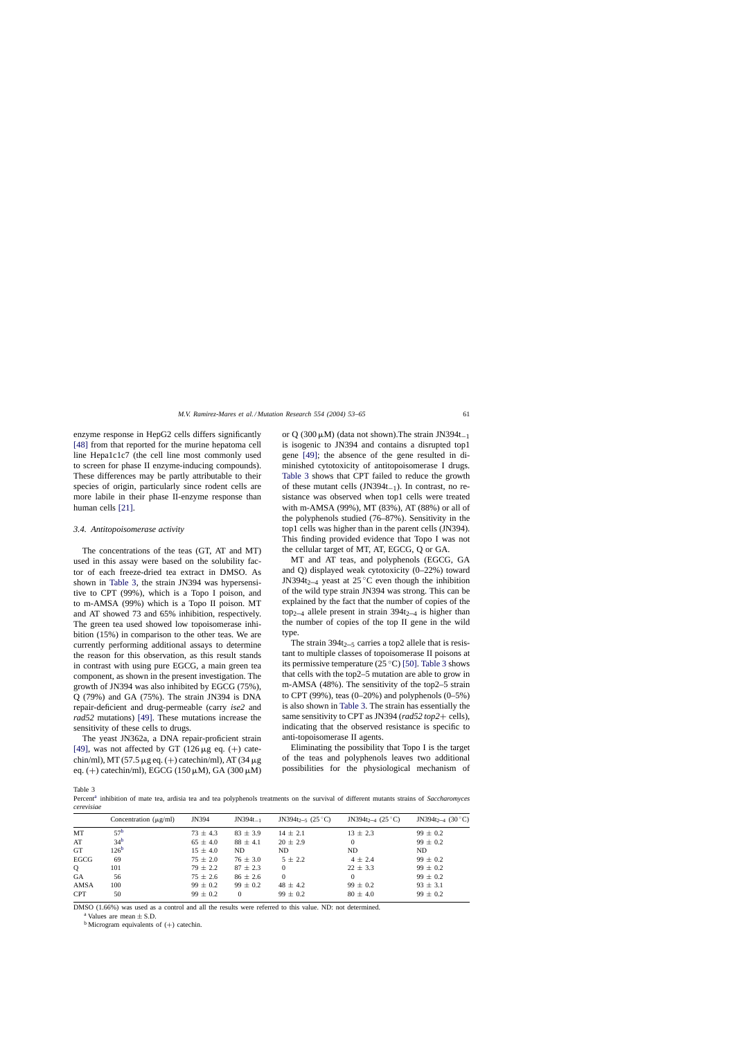enzyme response in HepG2 cells differs significantly [48] from that reported for the murine hepatoma cell line Hepa1c1c7 (the cell line most commonly used to screen for phase II enzyme-inducing compounds). These differences may be partly attributable to their species of origin, particularly since rodent cells are more labile in their phase II-enzyme response than human cells [21].

### 3.4. Antitopoisomerase activity

The concentrations of the teas (GT, AT and MT) used in this assay were based on the solubility factor of each freeze-dried tea extract in DMSO. As shown in Table 3, the strain JN394 was hypersensitive to CPT (99%), which is a Topo I poison, and to m-AMSA (99%) which is a Topo II poison. MT and AT showed 73 and 65% inhibition, respectively. The green tea used showed low topoisomerase inhibition (15%) in comparison to the other teas. We are currently performing additional assays to determine the reason for this observation, as this result stands in contrast with using pure EGCG, a main green tea component, as shown in the present investigation. The growth of JN394 was also inhibited by EGCG (75%), Q (79%) and GA (75%). The strain JN394 is DNA repair-deficient and drug-permeable (carry *ise2* and *rad52* mutations) [49]. These mutations increase the sensitivity of these cells to drugs.

The yeast JN362a, a DNA repair-proficient strain [49], was not affected by GT (126 μg eq. (+) catechin/ml), MT (57.5 μg eq. (+) catechin/ml), AT (34 μg eq. (+) catechin/ml), EGCG (150 μM), GA (300 μM) or Q (300 μM) (data not shown).The strain $JN394t_{-1}$ is isogenic to JN394 and contains a disrupted top1 gene [49]; the absence of the gene resulted in diminished cytotoxicity of antitopoisomerase I drugs. Table 3 shows that CPT failed to reduce the growth of these mutant cells ($JN394t_{-1}$). In contrast, no resistance was observed when top1 cells were treated with m-AMSA (99%), MT (83%), AT (88%) or all of the polyphenols studied (76–87%). Sensitivity in the top1 cells was higher than in the parent cells (JN394). This finding provided evidence that Topo I was not the cellular target of MT, AT, EGCG, Q or GA.

MT and AT teas, and polyphenols (EGCG, GA and Q) displayed weak cytotoxicity (0–22%) toward $JN394t_{2-4}$ yeast at 25 °C even though the inhibition of the wild type strain JN394 was strong. This can be explained by the fact that the number of copies of the $top_{2-4}$ allele present in strain $394t_{2-4}$ is higher than the number of copies of the top II gene in the wild type.

The strain $394t_{2-5}$ carries a top2 allele that is resistant to multiple classes of topoisomerase II poisons at its permissive temperature (25 °C) [50]. Table 3 shows that cells with the top2–5 mutation are able to grow in m-AMSA (48%). The sensitivity of the top2–5 strain to CPT (99%), teas (0–20%) and polyphenols (0–5%) is also shown in Table 3. The strain has essentially the same sensitivity to CPT as JN394 (*rad52 top2*+ cells), indicating that the observed resistance is specific to anti-topoisomerase II agents.

Eliminating the possibility that Topo I is the target of the teas and polyphenols leaves two additional possibilities for the physiological mechanism of

Table 3

Percent[a] inhibition of mate tea, ardisia tea and tea polyphenols treatments on the survival of different mutants strains of *Saccharomyces cerevisiae*

| | Concentration (μg/ml) | JN394 | $JN394t_{-1}$ | $JN394t_{2-5}$ (25 °C) | $JN394t_{2-4}$ (25 °C) | $JN394t_{2-4}$ (30 °C) |
|---|---|---|---|---|---|---|
| MT | 57[b] | 73 ± 4.3 | 83 ± 3.9 | 14 ± 2.1 | 13 ± 2.3 | 99 ± 0.2 |
| AT | 34[b] | 65 ± 4.0 | 88 ± 4.1 | 20 ± 2.9 | 0 | 99 ± 0.2 |
| GT | 126[b] | 15 ± 4.0 | ND | ND | ND | ND |
| EGCG | 69 | 75 ± 2.0 | 76 ± 3.0 | 5 ± 2.2 | 4 ± 2.4 | 99 ± 0.2 |
| Q | 101 | 79 ± 2.2 | 87 ± 2.3 | 0 | 22 ± 3.3 | 99 ± 0.2 |
| GA | 56 | 75 ± 2.6 | 86 ± 2.6 | 0 | 0 | 99 ± 0.2 |
| AMSA | 100 | 99 ± 0.2 | 99 ± 0.2 | 48 ± 4.2 | 99 ± 0.2 | 93 ± 3.1 |
| CPT | 50 | 99 ± 0.2 | 0 | 99 ± 0.2 | 80 ± 4.0 | 99 ± 0.2 |

DMSO (1.66%) was used as a control and all the results were referred to this value. ND: not determined.

[a] Values are mean ± S.D.

[b] Microgram equivalents of (+) catechin.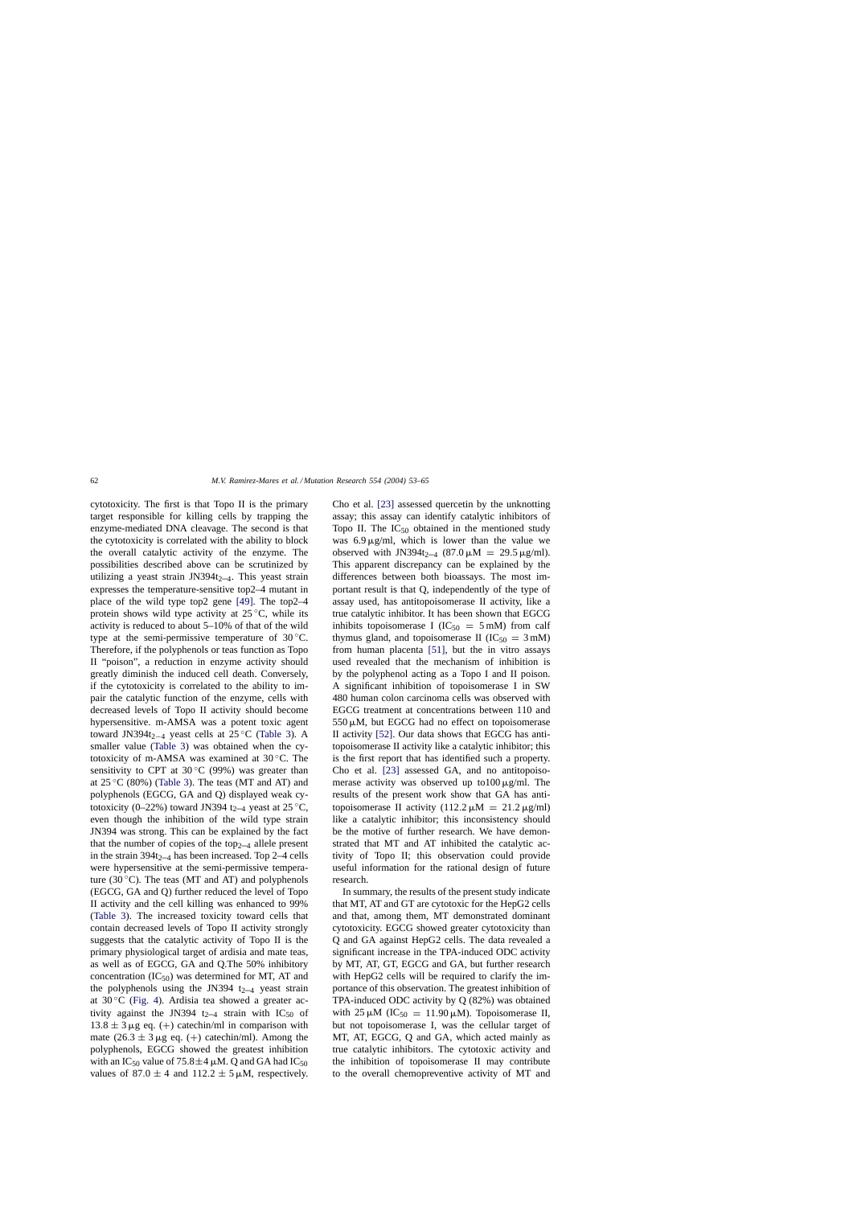cytotoxicity. The first is that Topo II is the primary target responsible for killing cells by trapping the enzyme-mediated DNA cleavage. The second is that the cytotoxicity is correlated with the ability to block the overall catalytic activity of the enzyme. The possibilities described above can be scrutinized by utilizing a yeast strain JN394$t_{2-4}$. This yeast strain expresses the temperature-sensitive top2–4 mutant in place of the wild type top2 gene [49]. The top2–4 protein shows wild type activity at 25 °C, while its activity is reduced to about 5–10% of that of the wild type at the semi-permissive temperature of 30 °C. Therefore, if the polyphenols or teas function as Topo II "poison", a reduction in enzyme activity should greatly diminish the induced cell death. Conversely, if the cytotoxicity is correlated to the ability to impair the catalytic function of the enzyme, cells with decreased levels of Topo II activity should become hypersensitive. m-AMSA was a potent toxic agent toward JN394$t_{2-4}$ yeast cells at 25 °C (Table 3). A smaller value (Table 3) was obtained when the cytotoxicity of m-AMSA was examined at 30 °C. The sensitivity to CPT at 30 °C (99%) was greater than at 25 °C (80%) (Table 3). The teas (MT and AT) and polyphenols (EGCG, GA and Q) displayed weak cytotoxicity (0–22%) toward JN394 $t_{2-4}$ yeast at 25 °C, even though the inhibition of the wild type strain JN394 was strong. This can be explained by the fact that the number of copies of the $top_{2-4}$ allele present in the strain 394$t_{2-4}$ has been increased. Top 2–4 cells were hypersensitive at the semi-permissive temperature (30 °C). The teas (MT and AT) and polyphenols (EGCG, GA and Q) further reduced the level of Topo II activity and the cell killing was enhanced to 99% (Table 3). The increased toxicity toward cells that contain decreased levels of Topo II activity strongly suggests that the catalytic activity of Topo II is the primary physiological target of ardisia and mate teas, as well as of EGCG, GA and Q.The 50% inhibitory concentration ($IC_{50}$) was determined for MT, AT and the polyphenols using the JN394 $t_{2-4}$ yeast strain at 30 °C (Fig. 4). Ardisia tea showed a greater activity against the JN394 $t_{2-4}$ strain with $IC_{50}$ of $13.8 \pm 3$ μg eq. (+) catechin/ml in comparison with mate ($26.3 \pm 3$ μg eq. (+) catechin/ml). Among the polyphenols, EGCG showed the greatest inhibition with an $IC_{50}$ value of $75.8 \pm 4$ μM. Q and GA had $IC_{50}$ values of $87.0 \pm 4$ and $112.2 \pm 5$ μM, respectively. Cho et al. [23] assessed quercetin by the unknotting assay; this assay can identify catalytic inhibitors of Topo II. The $IC_{50}$ obtained in the mentioned study was 6.9 μg/ml, which is lower than the value we observed with JN394$t_{2-4}$ (87.0 μM = 29.5 μg/ml). This apparent discrepancy can be explained by the differences between both bioassays. The most important result is that Q, independently of the type of assay used, has antitopoisomerase II activity, like a true catalytic inhibitor. It has been shown that EGCG inhibits topoisomerase I ($IC_{50}$ = 5 mM) from calf thymus gland, and topoisomerase II ($IC_{50}$ = 3 mM) from human placenta [51], but the in vitro assays used revealed that the mechanism of inhibition is by the polyphenol acting as a Topo I and II poison. A significant inhibition of topoisomerase I in SW 480 human colon carcinoma cells was observed with EGCG treatment at concentrations between 110 and 550 μM, but EGCG had no effect on topoisomerase II activity [52]. Our data shows that EGCG has antitopoisomerase II activity like a catalytic inhibitor; this is the first report that has identified such a property. Cho et al. [23] assessed GA, and no antitopoisomerase activity was observed up to100 μg/ml. The results of the present work show that GA has antitopoisomerase II activity (112.2 μM = 21.2 μg/ml) like a catalytic inhibitor; this inconsistency should be the motive of further research. We have demonstrated that MT and AT inhibited the catalytic activity of Topo II; this observation could provide useful information for the rational design of future research.

In summary, the results of the present study indicate that MT, AT and GT are cytotoxic for the HepG2 cells and that, among them, MT demonstrated dominant cytotoxicity. EGCG showed greater cytotoxicity than Q and GA against HepG2 cells. The data revealed a significant increase in the TPA-induced ODC activity by MT, AT, GT, EGCG and GA, but further research with HepG2 cells will be required to clarify the importance of this observation. The greatest inhibition of TPA-induced ODC activity by Q (82%) was obtained with 25 μM ($IC_{50}$ = 11.90 μM). Topoisomerase II, but not topoisomerase I, was the cellular target of MT, AT, EGCG, Q and GA, which acted mainly as true catalytic inhibitors. The cytotoxic activity and the inhibition of topoisomerase II may contribute to the overall chemopreventive activity of MT and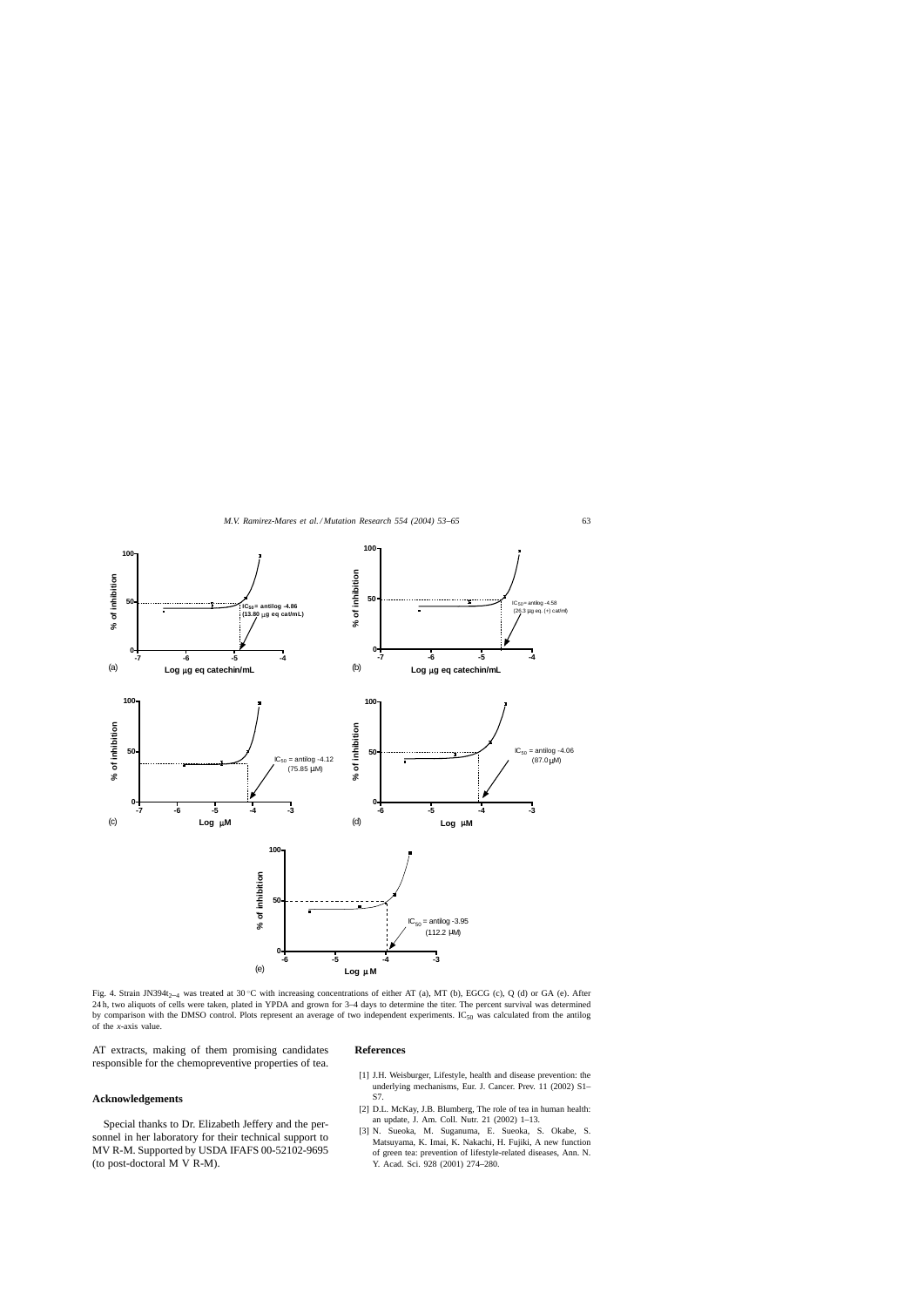Fig. 4. Strain JN394t$_{2-4}$ was treated at 30 °C with increasing concentrations of either AT (a), MT (b), EGCG (c), Q (d) or GA (e). After 24 h, two aliquots of cells were taken, plated in YPDA and grown for 3–4 days to determine the titer. The percent survival was determined by comparison with the DMSO control. Plots represent an average of two independent experiments. $IC_{50}$ was calculated from the antilog of the *x*-axis value.

AT extracts, making of them promising candidates responsible for the chemopreventive properties of tea.

## Acknowledgements

Special thanks to Dr. Elizabeth Jeffery and the personnel in her laboratory for their technical support to MV R-M. Supported by USDA IFAFS 00-52102-9695 (to post-doctoral M V R-M).

## References

[1] J.H. Weisburger, Lifestyle, health and disease prevention: the underlying mechanisms, Eur. J. Cancer. Prev. 11 (2002) S1–S7.

[2] D.L. McKay, J.B. Blumberg, The role of tea in human health: an update, J. Am. Coll. Nutr. 21 (2002) 1–13.

[3] N. Sueoka, M. Suganuma, E. Sueoka, S. Okabe, S. Matsuyama, K. Imai, K. Nakachi, H. Fujiki, A new function of green tea: prevention of lifestyle-related diseases, Ann. N. Y. Acad. Sci. 928 (2001) 274–280.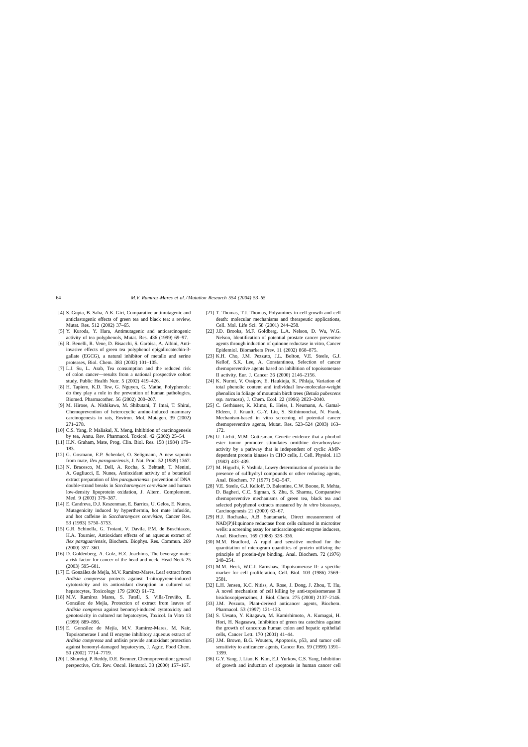[4] S. Gupta, B. Saha, A.K. Giri, Comparative antimutagenic and anticlastogenic effects of green tea and black tea: a review, Mutat. Res. 512 (2002) 37–65.

[5] Y. Kuroda, Y. Hara, Antimutagenic and anticarcinogenic activity of tea polyphenols, Mutat. Res. 436 (1999) 69–97.

[6] R. Benelli, R. Vene, D. Bisacchi, S. Garbisa, A. Albini, Anti-invasive effects of green tea polyphenol epigallocatechin-3-gallate (EGCG), a natural inhibitor of metallo and serine proteases, Biol. Chem. 383 (2002) 101–105.

[7] L.J. Su, L. Arab, Tea consumption and the reduced risk of colon cancer—results from a national prospective cohort study, Public Health Nutr. 5 (2002) 419–426.

[8] H. Tapiero, K.D. Tew, G. Nguyen, G. Mathe, Polyphenols: do they play a role in the prevention of human pathologies, Biomed. Pharmacother. 56 (2002) 200–207.

[9] M. Hirose, A. Nishikawa, M. Shibutani, T. Imai, T. Shirai, Chemoprevention of heterocyclic amine-induced mammary carcinogenesis in rats, Environ. Mol. Mutagen. 39 (2002) 271–278.

[10] C.S. Yang, P. Maliakal, X. Meng, Inhibition of carcinogenesis by tea, Annu. Rev. Pharmacol. Toxicol. 42 (2002) 25–54.

[11] H.N. Graham, Mate, Prog. Clin. Biol. Res. 158 (1984) 179–183.

[12] G. Gosmann, E.P. Schenkel, O. Seligmann, A new saponin from mate, *Ilex paraguariensis*, J. Nat. Prod. 52 (1989) 1367.

[13] N. Bracesco, M. Dell, A. Rocha, S. Behtash, T. Menini, A. Gugliucci, E. Nunes, Antioxidant activity of a botanical extract preparation of *Ilex paraguariensis*: prevention of DNA double-strand breaks in *Saccharomyces cerevisiae* and human low-density lipoprotein oxidation, J. Altern. Complement. Med. 9 (2003) 379–387.

[14] E. Candreva, D.J. Keszenman, E. Barrios, U. Gelos, E. Nunes, Mutagenicity induced by hyperthermia, hot mate infusión, and hot caffeine in *Saccharomyces cerevisiae*, Cancer Res. 53 (1993) 5750–5753.

[15] G.R. Schinella, G. Troiani, V. Davila, P.M. de Buschiazzo, H.A. Tournier, Antioxidant effects of an aqueous extract of *Ilex paraguariensis*, Biochem. Biophys. Res. Commun. 269 (2000) 357–360.

[16] D. Goldenberg, A. Golz, H.Z. Joachims, The beverage mate: a risk factor for cancer of the head and neck, Head Neck 25 (2003) 595–601.

[17] E. González de Mejía, M.V. Ramírez-Mares, Leaf extract from *Ardisia compressa* protects against 1-nitropyrene-induced cytotoxicity and its antioxidant disruption in cultured rat hepatocytes, Toxicology 179 (2002) 61–72.

[18] M.V. Ramírez Mares, S. Fatell, S. Villa-Treviño, E. González de Mejía, Protection of extract from leaves of *Ardisia compresa* against benomyl-induced cytotoxicity and genotoxicity in cultured rat hepatocytes, Toxicol. In Vitro 13 (1999) 889–896.

[19] E. González de Mejía, M.V. Ramírez-Mares, M. Nair, Topoisomerase I and II enzyme inhibitory aqueous extract of *Ardisia compressa* and ardisin provide antioxidant protection against benomyl-damaged hepatocytes, J. Agric. Food Chem. 50 (2002) 7714–7719.

[20] I. Shureiqi, P. Reddy, D.E. Brenner, Chemoprevention: general perspective, Crit. Rev. Oncol. Hematol. 33 (2000) 157–167.

[21] T. Thomas, T.J. Thomas, Polyamines in cell growth and cell death: molecular mechanisms and therapeutic applications, Cell. Mol. Life Sci. 58 (2001) 244–258.

[22] J.D. Brooks, M.F. Goldberg, L.A. Nelson, D. Wu, W.G. Nelson, Identification of potential prostate cancer preventive agents through induction of quinone reductase in vitro, Cancer Epidemiol. Biomarkers Prev. 11 (2002) 868–875.

[23] K.H. Cho, J.M. Pezzuto, J.L. Bolton, V.E. Steele, G.J. Kellof, S.K. Lee, A. Constantinou, Selection of cancer chemopreventive agents based on inhibition of topoisomerase II activity, Eur. J. Cancer 36 (2000) 2146–2156.

[24] K. Nurmi, V. Ossipov, E. Haukioja, K. Pihlaja, Variation of total phenolic content and individual low-molecular-weight phenolics in foliage of mountain birch trees (*Betula pubescens ssp. tortuosa*), J. Chem. Ecol. 22 (1996) 2023–2040.

[25] C. Gerhäuser, K. Klimo, E. Heiss, I. Neumann, A. Gamal-Eldeen, J. Knauft, G.-Y. Liu, S. Sitthimonchai, N. Frank, Mechanism-based in vitro screening of potential cancer chemopreventive agents, Mutat. Res. 523–524 (2003) 163–172.

[26] U. Lichti, M.M. Gottesman, Genetic evidence that a phorbol ester tumor promoter stimulates ornithine decarboxylase activity by a pathway that is independent of cyclic AMP-dependent protein kinases in CHO cells, J. Cell. Physiol. 113 (1982) 433–439.

[27] M. Higuchi, F. Yoshida, Lowry determination of protein in the presence of sulfhydryl compounds or other reducing agents, Anal. Biochem. 77 (1977) 542–547.

[28] V.E. Steele, G.J. Kelloff, D. Balentine, C.W. Boone, R. Mehta, D. Bagheri, C.C. Sigman, S. Zhu, S. Sharma, Comparative chemopreventive mechanisms of green tea, black tea and selected polyphenol extracts measured by *in vitro* bioassays, Carcinogenesis 21 (2000) 63–67.

[29] H.J. Rochaska, A.B. Santamaria, Direct measurement of NAD(P)H:quinone reductase from cells cultured in microtiter wells: a screening assay for anticarcinogenic enzyme inducers, Anal. Biochem. 169 (1988) 328–336.

[30] M.M. Bradford, A rapid and sensitive method for the quantitation of microgram quantities of protein utilizing the principle of protein-dye binding, Anal. Biochem. 72 (1976) 248–254.

[31] M.M. Heck, W.C.J. Earnshaw, Topoisomerase II: a specific marker for cell proliferation, Cell. Biol. 103 (1986) 2569–2581.

[32] L.H. Jensen, K.C. Nitiss, A. Rose, J. Dong, J. Zhou, T. Hu, A novel mechanism of cell killing by anti-topoisomerase II bisidioxopiperazines, J. Biol. Chem. 275 (2000) 2137–2146.

[33] J.M. Pezzuto, Plant-derived anticancer agents, Biochem. Pharmacol. 53 (1997) 121–133.

[34] S. Uesato, Y. Kitagawa, M. Kamishimoto, A. Kumagai, H. Hori, H. Nagasawa, Inhibition of green tea catechins against the growth of cancerous human colon and hepatic epithelial cells, Cancer Lett. 170 (2001) 41–44.

[35] J.M. Brown, B.G. Wouters, Apoptosis, p53, and tumor cell sensitivity to anticancer agents, Cancer Res. 59 (1999) 1391–1399.

[36] G.Y. Yang, J. Liao, K. Kim, E.J. Yurkow, C.S. Yang, Inhibition of growth and induction of apoptosis in human cancer cell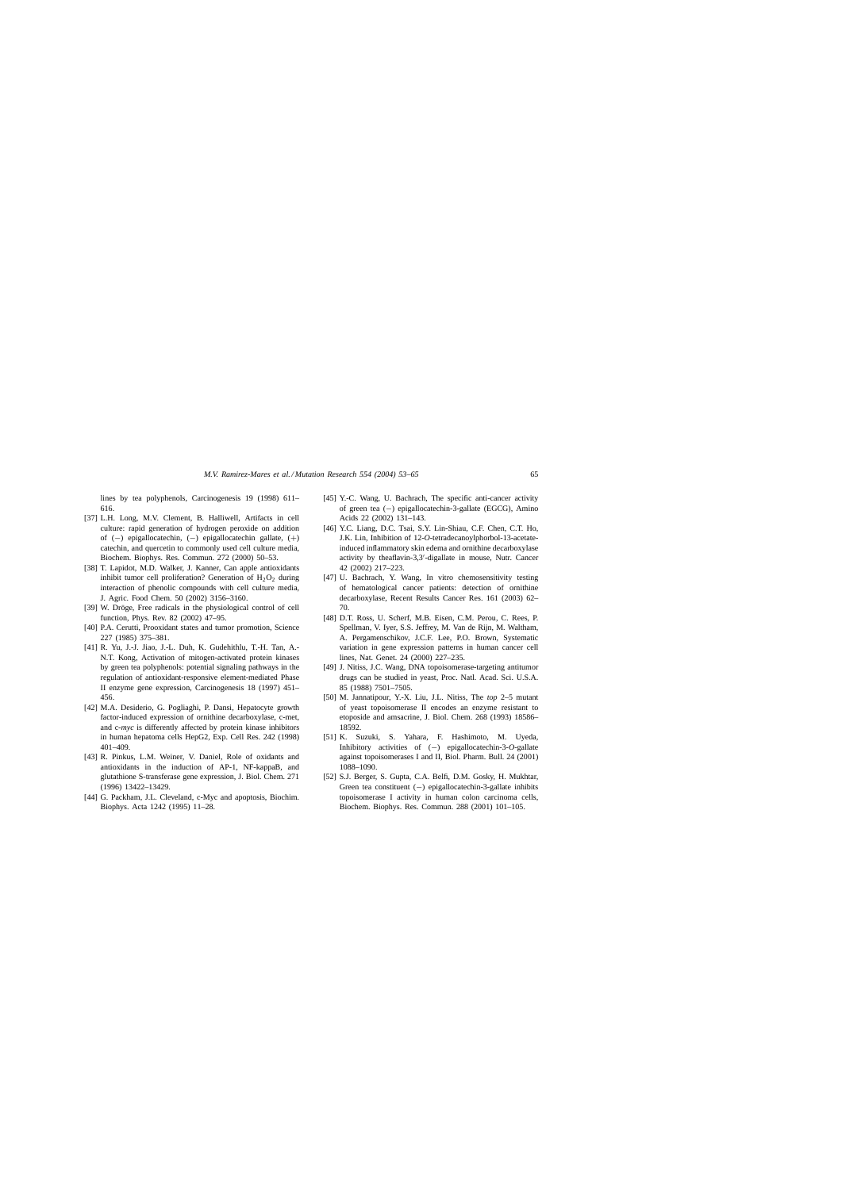lines by tea polyphenols, Carcinogenesis 19 (1998) 611–616.

[37] L.H. Long, M.V. Clement, B. Halliwell, Artifacts in cell culture: rapid generation of hydrogen peroxide on addition of (−) epigallocatechin, (−) epigallocatechin gallate, (+) catechin, and quercetin to commonly used cell culture media, Biochem. Biophys. Res. Commun. 272 (2000) 50–53.

[38] T. Lapidot, M.D. Walker, J. Kanner, Can apple antioxidants inhibit tumor cell proliferation? Generation of $H_2O_2$ during interaction of phenolic compounds with cell culture media, J. Agric. Food Chem. 50 (2002) 3156–3160.

[39] W. Dröge, Free radicals in the physiological control of cell function, Phys. Rev. 82 (2002) 47–95.

[40] P.A. Cerutti, Prooxidant states and tumor promotion, Science 227 (1985) 375–381.

[41] R. Yu, J.-J. Jiao, J.-L. Duh, K. Gudehithlu, T.-H. Tan, A.-N.T. Kong, Activation of mitogen-activated protein kinases by green tea polyphenols: potential signaling pathways in the regulation of antioxidant-responsive element-mediated Phase II enzyme gene expression, Carcinogenesis 18 (1997) 451–456.

[42] M.A. Desiderio, G. Pogliaghi, P. Dansi, Hepatocyte growth factor-induced expression of ornithine decarboxylase, c-met, and *c-myc* is differently affected by protein kinase inhibitors in human hepatoma cells HepG2, Exp. Cell Res. 242 (1998) 401–409.

[43] R. Pinkus, L.M. Weiner, V. Daniel, Role of oxidants and antioxidants in the induction of AP-1, NF-kappaB, and glutathione S-transferase gene expression, J. Biol. Chem. 271 (1996) 13422–13429.

[44] G. Packham, J.L. Cleveland, c-Myc and apoptosis, Biochim. Biophys. Acta 1242 (1995) 11–28.

[45] Y.-C. Wang, U. Bachrach, The specific anti-cancer activity of green tea (−) epigallocatechin-3-gallate (EGCG), Amino Acids 22 (2002) 131–143.

[46] Y.C. Liang, D.C. Tsai, S.Y. Lin-Shiau, C.F. Chen, C.T. Ho, J.K. Lin, Inhibition of 12-*O*-tetradecanoylphorbol-13-acetate-induced inflammatory skin edema and ornithine decarboxylase activity by theaflavin-3,3′-digallate in mouse, Nutr. Cancer 42 (2002) 217–223.

[47] U. Bachrach, Y. Wang, In vitro chemosensitivity testing of hematological cancer patients: detection of ornithine decarboxylase, Recent Results Cancer Res. 161 (2003) 62–70.

[48] D.T. Ross, U. Scherf, M.B. Eisen, C.M. Perou, C. Rees, P. Spellman, V. Iyer, S.S. Jeffrey, M. Van de Rijn, M. Waltham, A. Pergamenschikov, J.C.F. Lee, P.O. Brown, Systematic variation in gene expression patterns in human cancer cell lines, Nat. Genet. 24 (2000) 227–235.

[49] J. Nitiss, J.C. Wang, DNA topoisomerase-targeting antitumor drugs can be studied in yeast, Proc. Natl. Acad. Sci. U.S.A. 85 (1988) 7501–7505.

[50] M. Jannatipour, Y.-X. Liu, J.L. Nitiss, The *top* 2–5 mutant of yeast topoisomerase II encodes an enzyme resistant to etoposide and amsacrine, J. Biol. Chem. 268 (1993) 18586–18592.

[51] K. Suzuki, S. Yahara, F. Hashimoto, M. Uyeda, Inhibitory activities of (−) epigallocatechin-3-*O*-gallate against topoisomerases I and II, Biol. Pharm. Bull. 24 (2001) 1088–1090.

[52] S.J. Berger, S. Gupta, C.A. Belfi, D.M. Gosky, H. Mukhtar, Green tea constituent (−) epigallocatechin-3-gallate inhibits topoisomerase I activity in human colon carcinoma cells, Biochem. Biophys. Res. Commun. 288 (2001) 101–105.